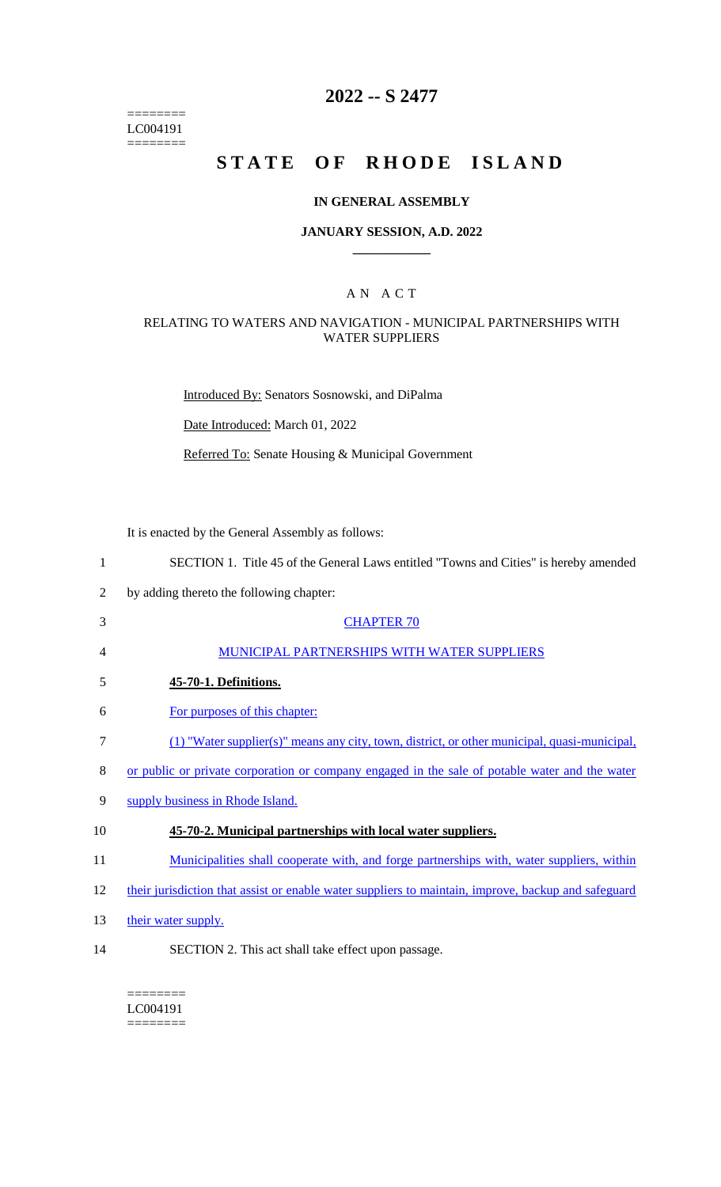========
LC004191
========

# 2022 -- S 2477

# STATE OF RHODE ISLAND

## IN GENERAL ASSEMBLY

### JANUARY SESSION, A.D. 2022

## A N A C T

### RELATING TO WATERS AND NAVIGATION - MUNICIPAL PARTNERSHIPS WITH WATER SUPPLIERS

Introduced By: Senators Sosnowski, and DiPalma

Date Introduced: March 01, 2022

Referred To: Senate Housing & Municipal Government

It is enacted by the General Assembly as follows:

1 SECTION 1. Title 45 of the General Laws entitled "Towns and Cities" is hereby amended
2 by adding thereto the following chapter:

3 CHAPTER 70

4 MUNICIPAL PARTNERSHIPS WITH WATER SUPPLIERS

5 **45-70-1. Definitions.**

6 For purposes of this chapter:

7 (1) "Water supplier(s)" means any city, town, district, or other municipal, quasi-municipal,
8 or public or private corporation or company engaged in the sale of potable water and the water
9 supply business in Rhode Island.

10 **45-70-2. Municipal partnerships with local water suppliers.**

11 Municipalities shall cooperate with, and forge partnerships with, water suppliers, within
12 their jurisdiction that assist or enable water suppliers to maintain, improve, backup and safeguard
13 their water supply.

14 SECTION 2. This act shall take effect upon passage.

========
LC004191
========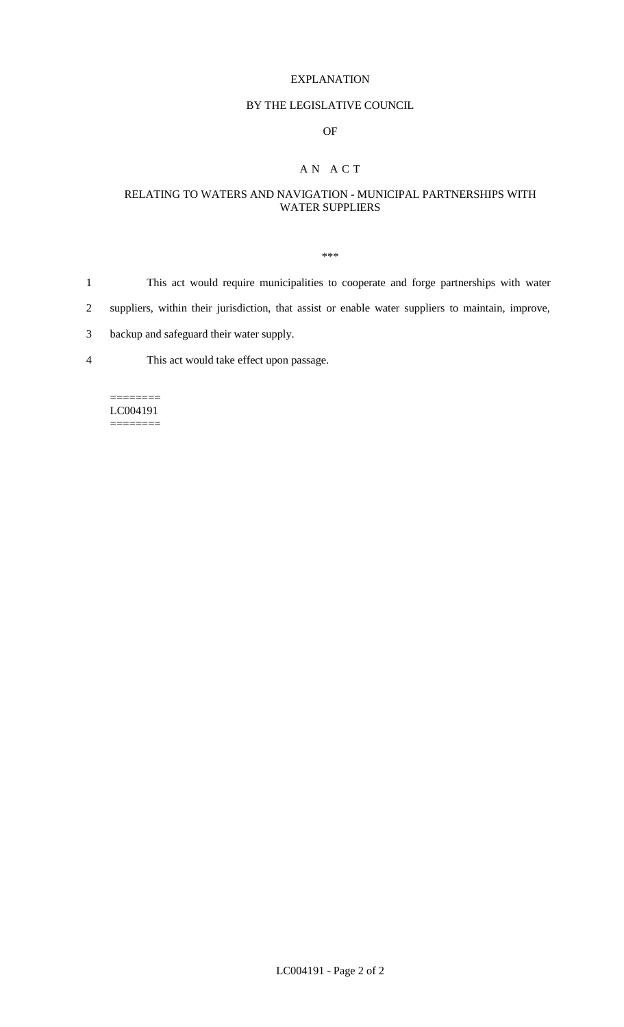EXPLANATION

BY THE LEGISLATIVE COUNCIL

OF

A N A C T

RELATING TO WATERS AND NAVIGATION - MUNICIPAL PARTNERSHIPS WITH WATER SUPPLIERS

\*\*\*

1 This act would require municipalities to cooperate and forge partnerships with water
2 suppliers, within their jurisdiction, that assist or enable water suppliers to maintain, improve,
3 backup and safeguard their water supply.
4 This act would take effect upon passage.

========
LC004191
========